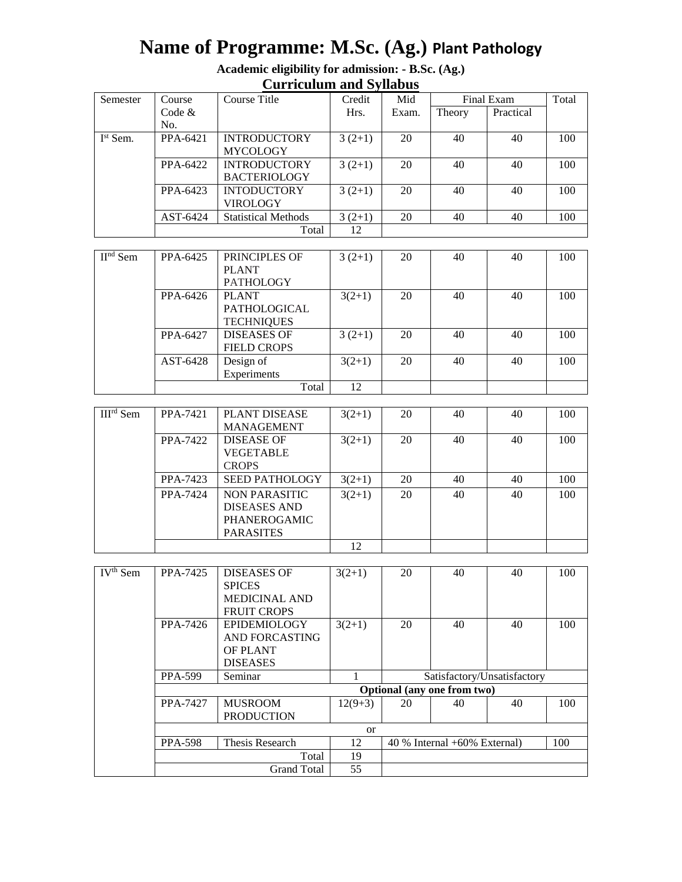# Name of Programme: M.Sc. (Ag.) Plant Pathology

**Academic eligibility for admission: - B.Sc. (Ag.)**

## Curriculum and Syllabus

| Semester | Course Code & No. | Course Title | Credit Hrs. | Mid Exam. | Final Exam | | Total |
|---|---|---|---|---|---|---|---|
| | | | | | Theory | Practical | |
| I[st] Sem. | PPA-6421 | INTRODUCTORY MYCOLOGY | 3 (2+1) | 20 | 40 | 40 | 100 |
| | PPA-6422 | INTRODUCTORY BACTERIOLOGY | 3 (2+1) | 20 | 40 | 40 | 100 |
| | PPA-6423 | INTODUCTORY VIROLOGY | 3 (2+1) | 20 | 40 | 40 | 100 |
| | AST-6424 | Statistical Methods | 3 (2+1) | 20 | 40 | 40 | 100 |
| | | Total | 12 | | | | |
| II[nd] Sem | PPA-6425 | PRINCIPLES OF PLANT PATHOLOGY | 3 (2+1) | 20 | 40 | 40 | 100 |
| | PPA-6426 | PLANT PATHOLOGICAL TECHNIQUES | 3(2+1) | 20 | 40 | 40 | 100 |
| | PPA-6427 | DISEASES OF FIELD CROPS | 3 (2+1) | 20 | 40 | 40 | 100 |
| | AST-6428 | Design of Experiments | 3(2+1) | 20 | 40 | 40 | 100 |
| | | Total | 12 | | | | |
| III[rd] Sem | PPA-7421 | PLANT DISEASE MANAGEMENT | 3(2+1) | 20 | 40 | 40 | 100 |
| | PPA-7422 | DISEASE OF VEGETABLE CROPS | 3(2+1) | 20 | 40 | 40 | 100 |
| | PPA-7423 | SEED PATHOLOGY | 3(2+1) | 20 | 40 | 40 | 100 |
| | PPA-7424 | NON PARASITIC DISEASES AND PHANEROGAMIC PARASITES | 3(2+1) | 20 | 40 | 40 | 100 |
| | | | 12 | | | | |
| IV[th] Sem | PPA-7425 | DISEASES OF SPICES MEDICINAL AND FRUIT CROPS | 3(2+1) | 20 | 40 | 40 | 100 |
| | PPA-7426 | EPIDEMIOLOGY AND FORCASTING OF PLANT DISEASES | 3(2+1) | 20 | 40 | 40 | 100 |
| | PPA-599 | Seminar | 1 | Satisfactory/Unsatisfactory | | | |
| | | | **Optional (any one from two)** | | | | |
| | PPA-7427 | MUSROOM PRODUCTION | 12(9+3) | 20 | 40 | 40 | 100 |
| | | | or | | | | |
| | PPA-598 | Thesis Research | 12 | 40 % Internal +60% External) | | | 100 |
| | | Total | 19 | | | | |
| | | Grand Total | 55 | | | | |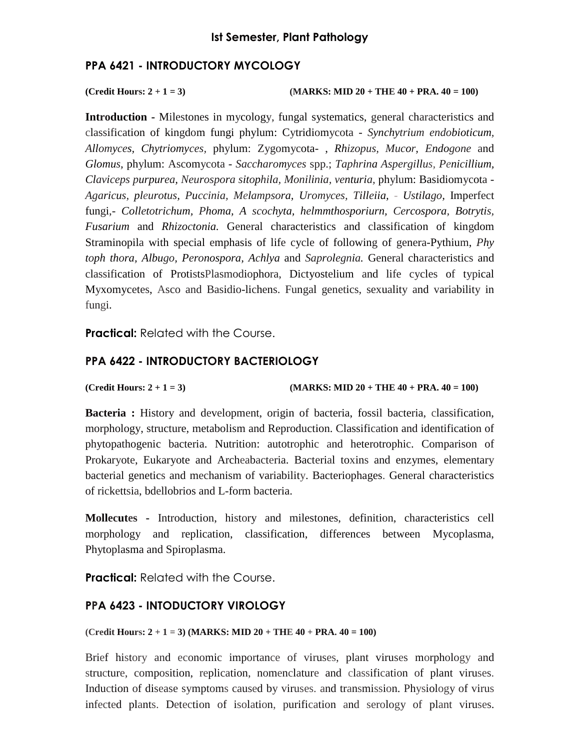## Ist Semester, Plant Pathology

### PPA 6421 - INTRODUCTORY MYCOLOGY

**(Credit Hours: 2 + 1 = 3) (MARKS: MID 20 + THE 40 + PRA. 40 = 100)**

**Introduction -** Milestones in mycology, fungal systematics, general characteristics and classification of kingdom fungi phylum: Cytridiomycota - *Synchytrium endobioticum, Allomyces, Chytriomyces,* phylum: Zygomycota- , *Rhizopus, Mucor, Endogone* and *Glomus,* phylum: Ascomycota - *Saccharomyces* spp.; *Taphrina Aspergillus, Penicillium, Claviceps purpurea, Neurospora sitophila, Monilinia, venturia,* phylum: Basidiomycota - *Agaricus, pleurotus, Puccinia, Melampsora, Uromyces, Tilleiia, - Ustilago,* Imperfect fungi,- *Colletotrichum, Phoma, A scochyta, helmmthosporiurn, Cercospora, Botrytis, Fusarium* and *Rhizoctonia.* General characteristics and classification of kingdom Straminopila with special emphasis of life cycle of following of genera-Pythium, *Phy toph thora, Albugo, Peronospora, Achlya* and *Saprolegnia.* General characteristics and classification of ProtistsPlasmodiophora, Dictyostelium and life cycles of typical Myxomycetes, Asco and Basidio-lichens. Fungal genetics, sexuality and variability in fungi.

**Practical:** Related with the Course.

### PPA 6422 - INTRODUCTORY BACTERIOLOGY

**(Credit Hours: 2 + 1 = 3) (MARKS: MID 20 + THE 40 + PRA. 40 = 100)**

**Bacteria :** History and development, origin of bacteria, fossil bacteria, classification, morphology, structure, metabolism and Reproduction. Classification and identification of phytopathogenic bacteria. Nutrition: autotrophic and heterotrophic. Comparison of Prokaryote, Eukaryote and Archeabacteria. Bacterial toxins and enzymes, elementary bacterial genetics and mechanism of variability. Bacteriophages. General characteristics of rickettsia, bdellobrios and L-form bacteria.

**Mollecutes -** Introduction, history and milestones, definition, characteristics cell morphology and replication, classification, differences between Mycoplasma, Phytoplasma and Spiroplasma.

**Practical:** Related with the Course.

### PPA 6423 - INTODUCTORY VIROLOGY

**(Credit Hours: 2 + 1 = 3) (MARKS: MID 20 + THE 40 + PRA. 40 = 100)**

Brief history and economic importance of viruses, plant viruses morphology and structure, composition, replication, nomenclature and classification of plant viruses. Induction of disease symptoms caused by viruses. and transmission. Physiology of virus infected plants. Detection of isolation, purification and serology of plant viruses.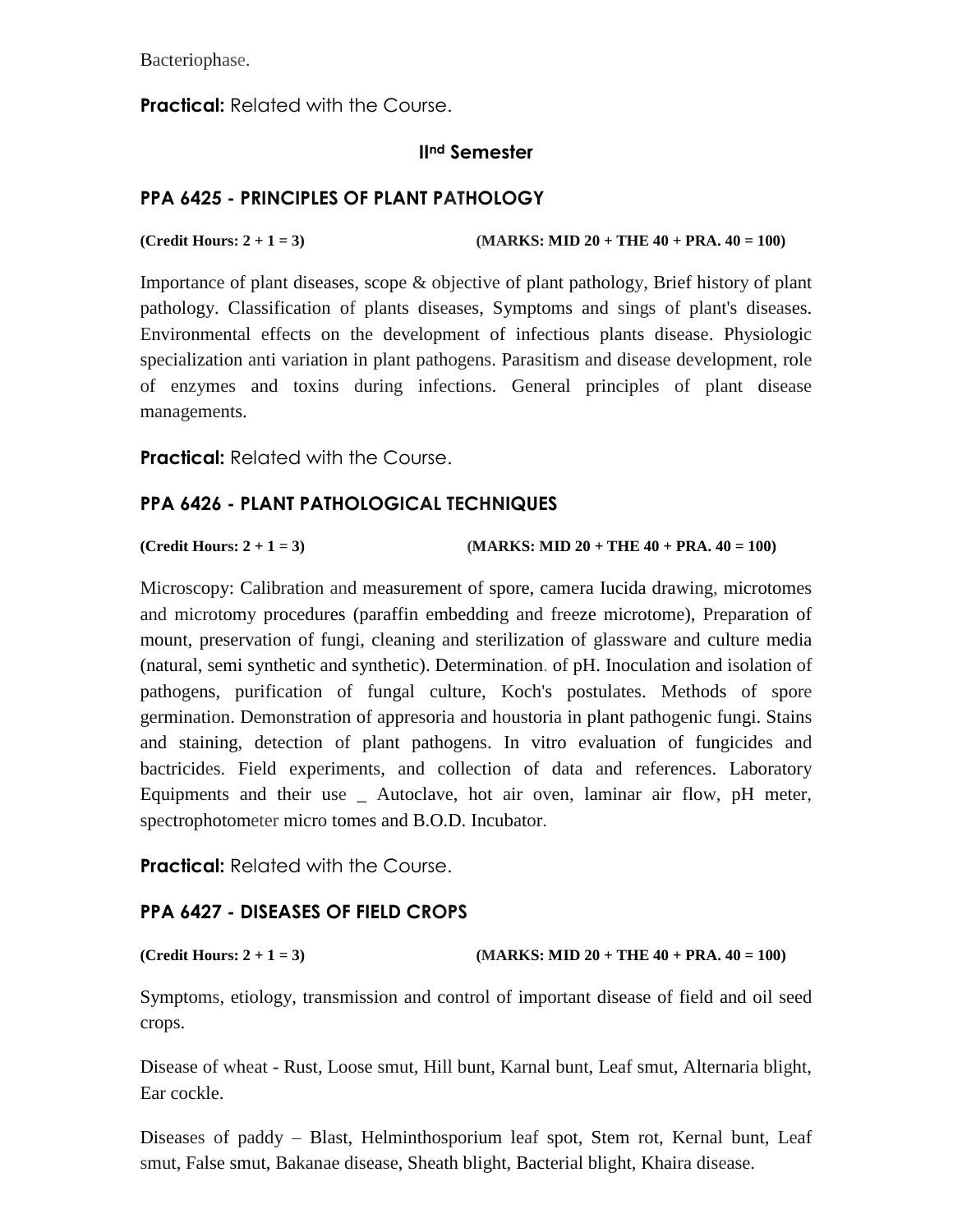Bacteriophase.

**Practical:** Related with the Course.

### IInd Semester

### PPA 6425 - PRINCIPLES OF PLANT PATHOLOGY

**(Credit Hours: 2 + 1 = 3)** **(MARKS: MID 20 + THE 40 + PRA. 40 = 100)**

Importance of plant diseases, scope & objective of plant pathology, Brief history of plant pathology. Classification of plants diseases, Symptoms and sings of plant's diseases. Environmental effects on the development of infectious plants disease. Physiologic specialization anti variation in plant pathogens. Parasitism and disease development, role of enzymes and toxins during infections. General principles of plant disease managements.

**Practical:** Related with the Course.

### PPA 6426 - PLANT PATHOLOGICAL TECHNIQUES

**(Credit Hours: 2 + 1 = 3)** **(MARKS: MID 20 + THE 40 + PRA. 40 = 100)**

Microscopy: Calibration and measurement of spore, camera Iucida drawing, microtomes and microtomy procedures (paraffin embedding and freeze microtome), Preparation of mount, preservation of fungi, cleaning and sterilization of glassware and culture media (natural, semi synthetic and synthetic). Determination. of pH. Inoculation and isolation of pathogens, purification of fungal culture, Koch's postulates. Methods of spore germination. Demonstration of appresoria and houstoria in plant pathogenic fungi. Stains and staining, detection of plant pathogens. In vitro evaluation of fungicides and bactricides. Field experiments, and collection of data and references. Laboratory Equipments and their use _ Autoclave, hot air oven, laminar air flow, pH meter, spectrophotometer micro tomes and B.O.D. Incubator.

**Practical:** Related with the Course.

### PPA 6427 - DISEASES OF FIELD CROPS

**(Credit Hours: 2 + 1 = 3)** **(MARKS: MID 20 + THE 40 + PRA. 40 = 100)**

Symptoms, etiology, transmission and control of important disease of field and oil seed crops.

Disease of wheat - Rust, Loose smut, Hill bunt, Karnal bunt, Leaf smut, Alternaria blight, Ear cockle.

Diseases of paddy – Blast, Helminthosporium leaf spot, Stem rot, Kernal bunt, Leaf smut, False smut, Bakanae disease, Sheath blight, Bacterial blight, Khaira disease.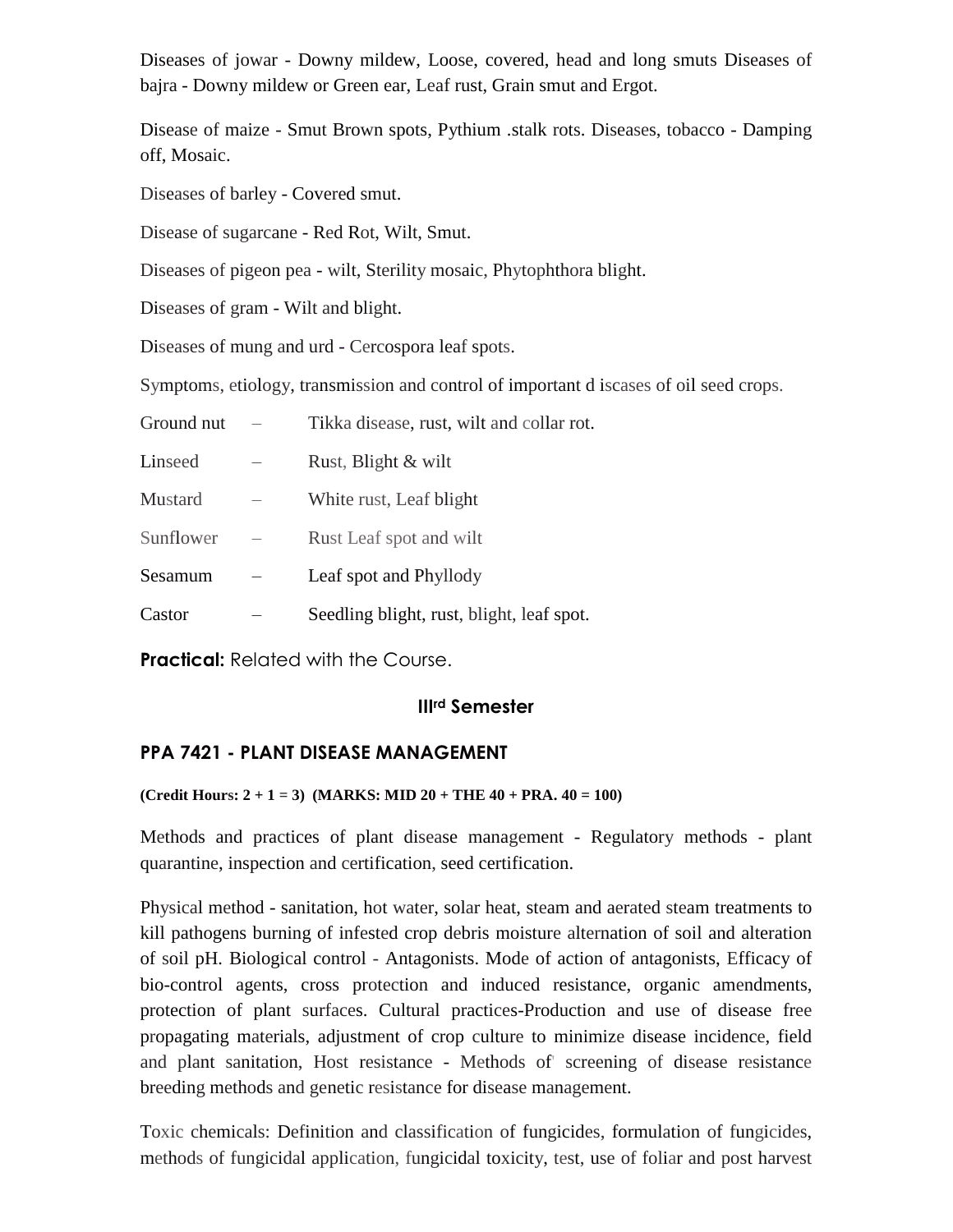Diseases of jowar - Downy mildew, Loose, covered, head and long smuts Diseases of bajra - Downy mildew or Green ear, Leaf rust, Grain smut and Ergot.

Disease of maize - Smut Brown spots, Pythium .stalk rots. Diseases, tobacco - Damping off, Mosaic.

Diseases of barley - Covered smut.

Disease of sugarcane - Red Rot, Wilt, Smut.

Diseases of pigeon pea - wilt, Sterility mosaic, Phytophthora blight.

Diseases of gram - Wilt and blight.

Diseases of mung and urd - Cercospora leaf spots.

Symptoms, etiology, transmission and control of important d iscases of oil seed crops.

| | | |
|---|---|---|
| Ground nut | – | Tikka disease, rust, wilt and collar rot. |
| Linseed | – | Rust, Blight & wilt |
| Mustard | – | White rust, Leaf blight |
| Sunflower | – | Rust Leaf spot and wilt |
| Sesamum | – | Leaf spot and Phyllody |
| Castor | – | Seedling blight, rust, blight, leaf spot. |

**Practical:** Related with the Course.

## IIIrd Semester

### PPA 7421 - PLANT DISEASE MANAGEMENT

**(Credit Hours: 2 + 1 = 3) (MARKS: MID 20 + THE 40 + PRA. 40 = 100)**

Methods and practices of plant disease management - Regulatory methods - plant quarantine, inspection and certification, seed certification.

Physical method - sanitation, hot water, solar heat, steam and aerated steam treatments to kill pathogens burning of infested crop debris moisture alternation of soil and alteration of soil pH. Biological control - Antagonists. Mode of action of antagonists, Efficacy of bio-control agents, cross protection and induced resistance, organic amendments, protection of plant surfaces. Cultural practices-Production and use of disease free propagating materials, adjustment of crop culture to minimize disease incidence, field and plant sanitation, Host resistance - Methods of screening of disease resistance breeding methods and genetic resistance for disease management.

Toxic chemicals: Definition and classification of fungicides, formulation of fungicides, methods of fungicidal application, fungicidal toxicity, test, use of foliar and post harvest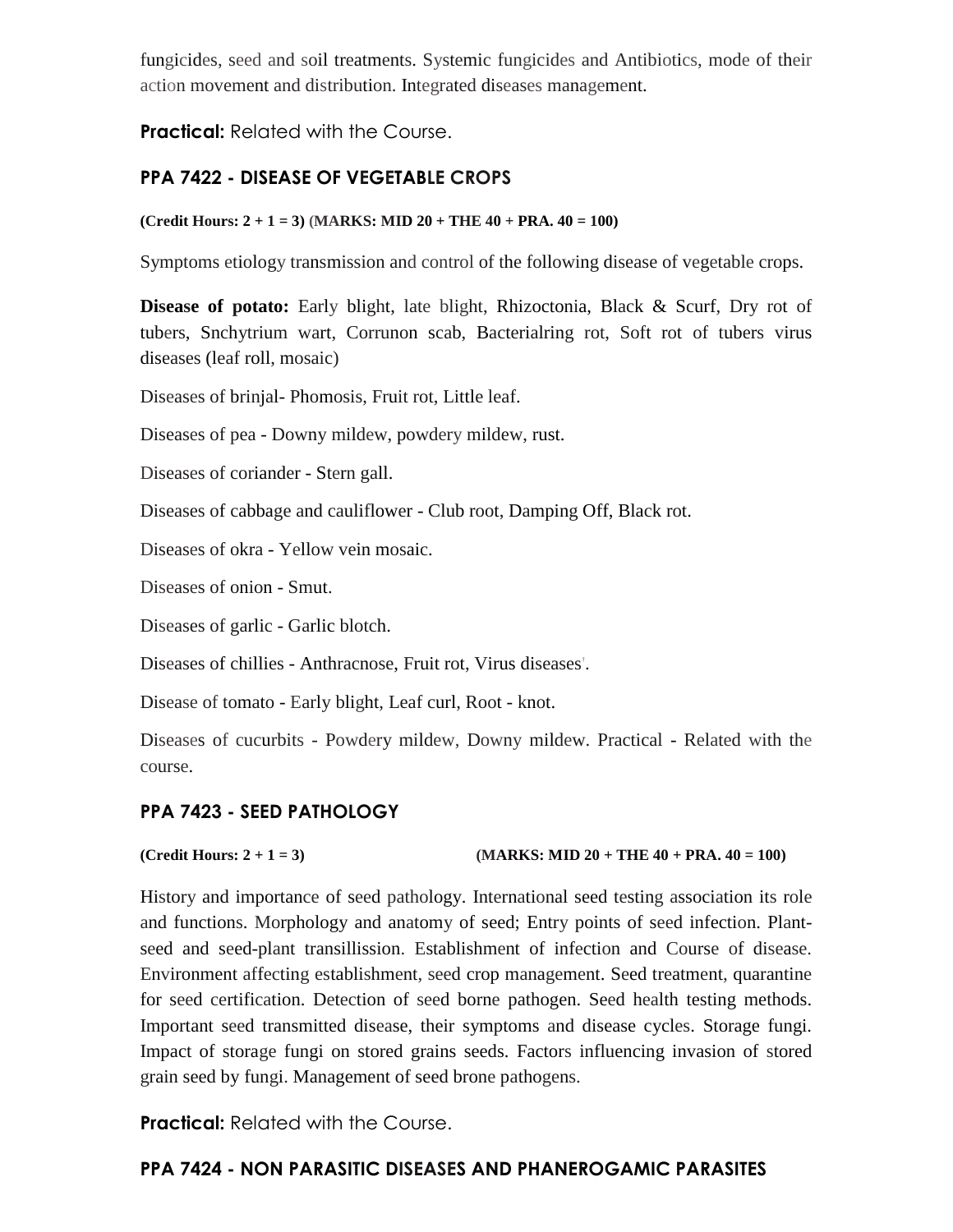fungicides, seed and soil treatments. Systemic fungicides and Antibiotics, mode of their action movement and distribution. Integrated diseases management.

**Practical:** Related with the Course.

### PPA 7422 - DISEASE OF VEGETABLE CROPS

**(Credit Hours: 2 + 1 = 3) (MARKS: MID 20 + THE 40 + PRA. 40 = 100)**

Symptoms etiology transmission and control of the following disease of vegetable crops.

**Disease of potato:** Early blight, late blight, Rhizoctonia, Black & Scurf, Dry rot of tubers, Snchytrium wart, Corrunon scab, Bacterialring rot, Soft rot of tubers virus diseases (leaf roll, mosaic)

Diseases of brinjal- Phomosis, Fruit rot, Little leaf.

Diseases of pea - Downy mildew, powdery mildew, rust.

Diseases of coriander - Stern gall.

Diseases of cabbage and cauliflower - Club root, Damping Off, Black rot.

Diseases of okra - Yellow vein mosaic.

Diseases of onion - Smut.

Diseases of garlic - Garlic blotch.

Diseases of chillies - Anthracnose, Fruit rot, Virus diseases'.

Disease of tomato - Early blight, Leaf curl, Root - knot.

Diseases of cucurbits - Powdery mildew, Downy mildew. Practical - Related with the course.

### PPA 7423 - SEED PATHOLOGY

**(Credit Hours: 2 + 1 = 3) (MARKS: MID 20 + THE 40 + PRA. 40 = 100)**

History and importance of seed pathology. International seed testing association its role and functions. Morphology and anatomy of seed; Entry points of seed infection. Plant-seed and seed-plant transillission. Establishment of infection and Course of disease. Environment affecting establishment, seed crop management. Seed treatment, quarantine for seed certification. Detection of seed borne pathogen. Seed health testing methods. Important seed transmitted disease, their symptoms and disease cycles. Storage fungi. Impact of storage fungi on stored grains seeds. Factors influencing invasion of stored grain seed by fungi. Management of seed brone pathogens.

**Practical:** Related with the Course.

### PPA 7424 - NON PARASITIC DISEASES AND PHANEROGAMIC PARASITES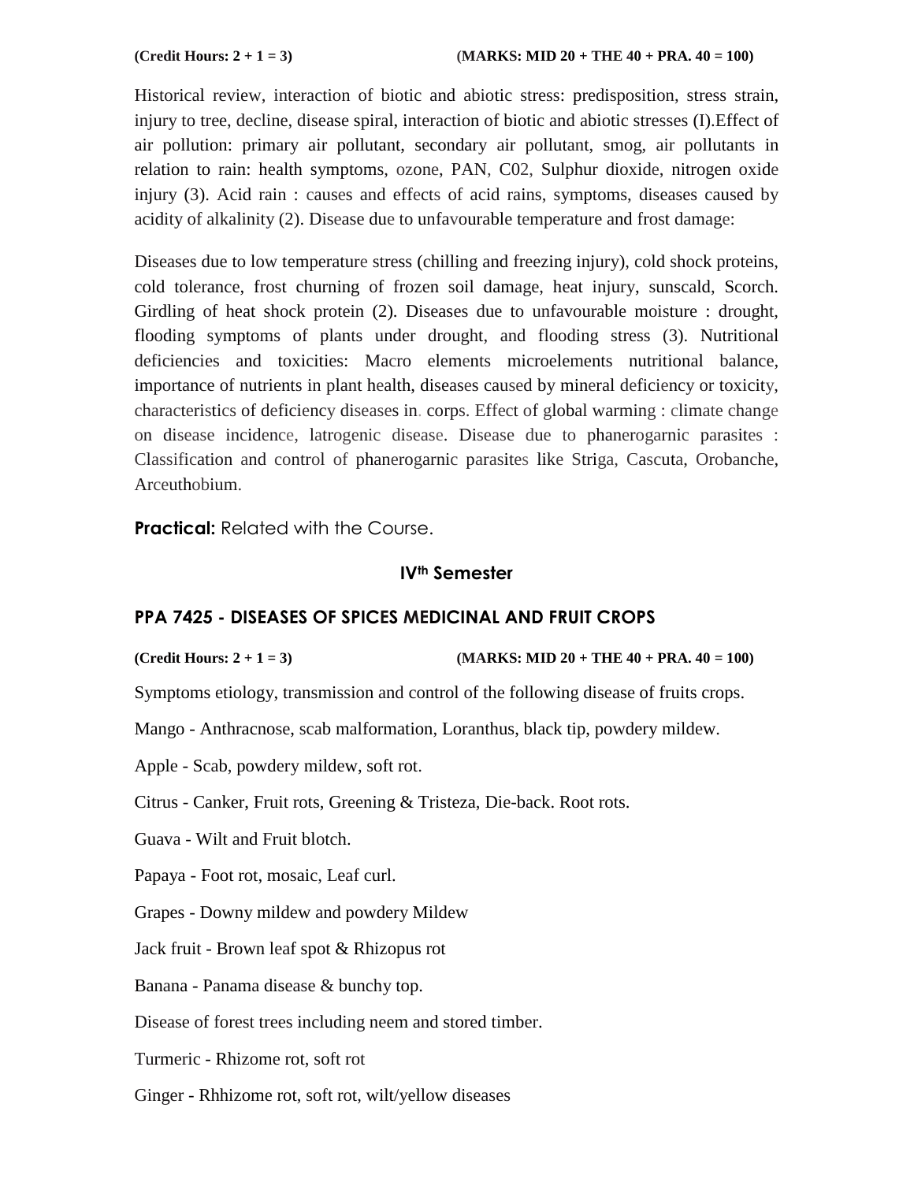**(Credit Hours: 2 + 1 = 3)** **(MARKS: MID 20 + THE 40 + PRA. 40 = 100)**

Historical review, interaction of biotic and abiotic stress: predisposition, stress strain, injury to tree, decline, disease spiral, interaction of biotic and abiotic stresses (I).Effect of air pollution: primary air pollutant, secondary air pollutant, smog, air pollutants in relation to rain: health symptoms, ozone, PAN, C02, Sulphur dioxide, nitrogen oxide injury (3). Acid rain : causes and effects of acid rains, symptoms, diseases caused by acidity of alkalinity (2). Disease due to unfavourable temperature and frost damage:

Diseases due to low temperature stress (chilling and freezing injury), cold shock proteins, cold tolerance, frost churning of frozen soil damage, heat injury, sunscald, Scorch. Girdling of heat shock protein (2). Diseases due to unfavourable moisture : drought, flooding symptoms of plants under drought, and flooding stress (3). Nutritional deficiencies and toxicities: Macro elements microelements nutritional balance, importance of nutrients in plant health, diseases caused by mineral deficiency or toxicity, characteristics of deficiency diseases in. corps. Effect of global warming : climate change on disease incidence, latrogenic disease. Disease due to phanerogarnic parasites : Classification and control of phanerogarnic parasites like Striga, Cascuta, Orobanche, Arceuthobium.

**Practical:** Related with the Course.

## IV<sup>th</sup> Semester

## PPA 7425 - DISEASES OF SPICES MEDICINAL AND FRUIT CROPS

**(Credit Hours: 2 + 1 = 3)** **(MARKS: MID 20 + THE 40 + PRA. 40 = 100)**

Symptoms etiology, transmission and control of the following disease of fruits crops.

Mango - Anthracnose, scab malformation, Loranthus, black tip, powdery mildew.

Apple - Scab, powdery mildew, soft rot.

Citrus - Canker, Fruit rots, Greening & Tristeza, Die-back. Root rots.

Guava - Wilt and Fruit blotch.

Papaya - Foot rot, mosaic, Leaf curl.

Grapes - Downy mildew and powdery Mildew

Jack fruit - Brown leaf spot & Rhizopus rot

Banana - Panama disease & bunchy top.

Disease of forest trees including neem and stored timber.

Turmeric - Rhizome rot, soft rot

Ginger - Rhhizome rot, soft rot, wilt/yellow diseases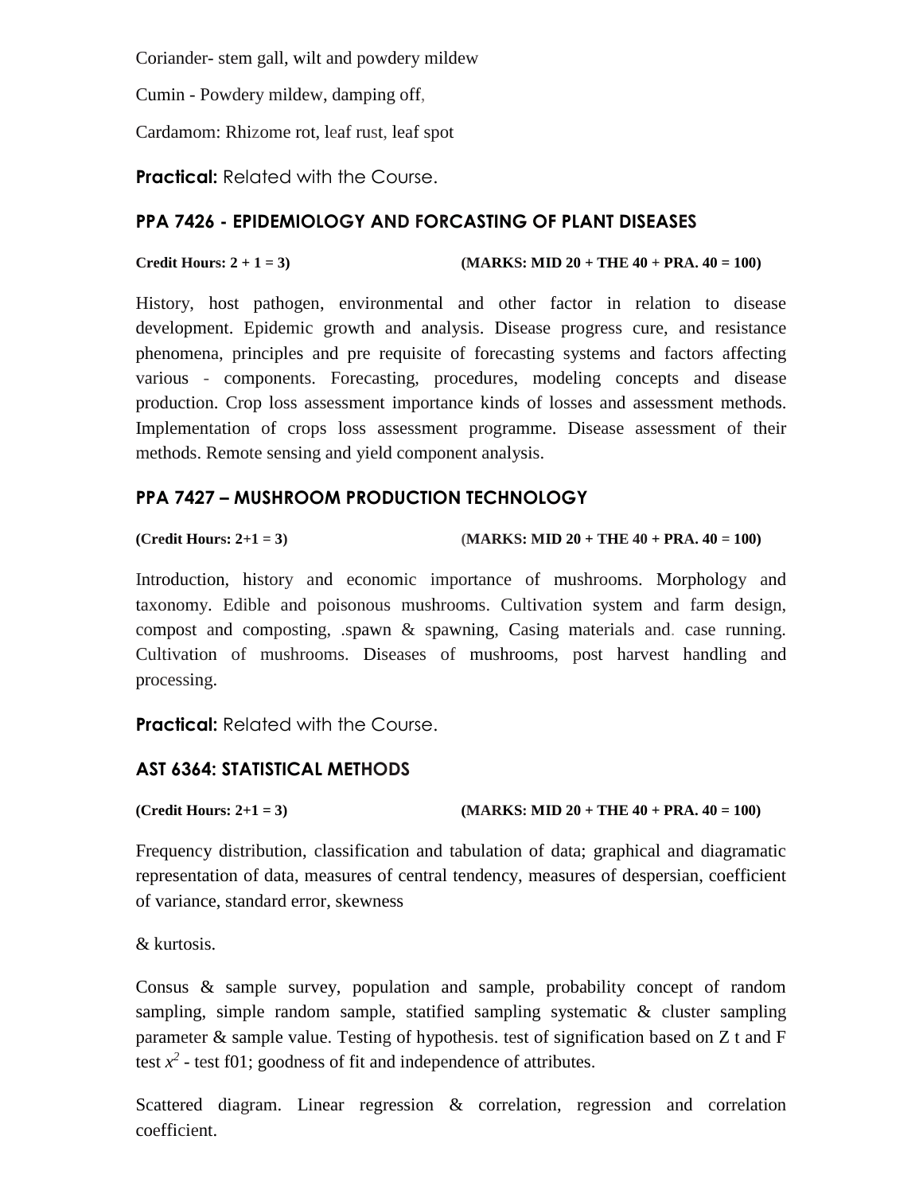Coriander- stem gall, wilt and powdery mildew

Cumin - Powdery mildew, damping off,

Cardamom: Rhizome rot, leaf rust, leaf spot

**Practical:** Related with the Course.

### PPA 7426 - EPIDEMIOLOGY AND FORCASTING OF PLANT DISEASES

**Credit Hours: 2 + 1 = 3)** **(MARKS: MID 20 + THE 40 + PRA. 40 = 100)**

History, host pathogen, environmental and other factor in relation to disease development. Epidemic growth and analysis. Disease progress cure, and resistance phenomena, principles and pre requisite of forecasting systems and factors affecting various - components. Forecasting, procedures, modeling concepts and disease production. Crop loss assessment importance kinds of losses and assessment methods. Implementation of crops loss assessment programme. Disease assessment of their methods. Remote sensing and yield component analysis.

### PPA 7427 – MUSHROOM PRODUCTION TECHNOLOGY

**(Credit Hours: 2+1 = 3)** **(MARKS: MID 20 + THE 40 + PRA. 40 = 100)**

Introduction, history and economic importance of mushrooms. Morphology and taxonomy. Edible and poisonous mushrooms. Cultivation system and farm design, compost and composting, .spawn & spawning, Casing materials and. case running. Cultivation of mushrooms. Diseases of mushrooms, post harvest handling and processing.

**Practical:** Related with the Course.

### AST 6364: STATISTICAL METHODS

**(Credit Hours: 2+1 = 3)** **(MARKS: MID 20 + THE 40 + PRA. 40 = 100)**

Frequency distribution, classification and tabulation of data; graphical and diagramatic representation of data, measures of central tendency, measures of despersian, coefficient of variance, standard error, skewness

& kurtosis.

Consus & sample survey, population and sample, probability concept of random sampling, simple random sample, statified sampling systematic & cluster sampling parameter & sample value. Testing of hypothesis. test of signification based on Z t and F test $x^2$ - test f01; goodness of fit and independence of attributes.

Scattered diagram. Linear regression & correlation, regression and correlation coefficient.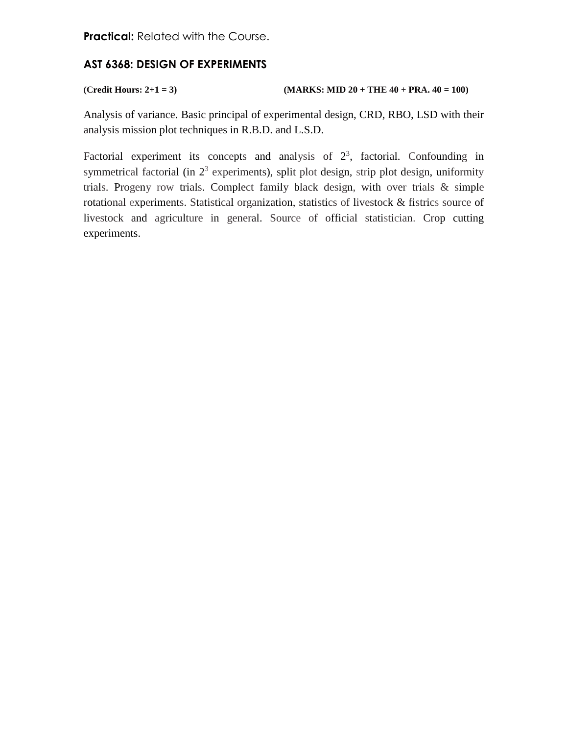**Practical:** Related with the Course.

### AST 6368: DESIGN OF EXPERIMENTS

**(Credit Hours: 2+1 = 3)** **(MARKS: MID 20 + THE 40 + PRA. 40 = 100)**

Analysis of variance. Basic principal of experimental design, CRD, RBO, LSD with their analysis mission plot techniques in R.B.D. and L.S.D.

Factorial experiment its concepts and analysis of $2^3$, factorial. Confounding in symmetrical factorial (in $2^3$ experiments), split plot design, strip plot design, uniformity trials. Progeny row trials. Complect family black design, with over trials & simple rotational experiments. Statistical organization, statistics of livestock & fistrics source of livestock and agriculture in general. Source of official statistician. Crop cutting experiments.